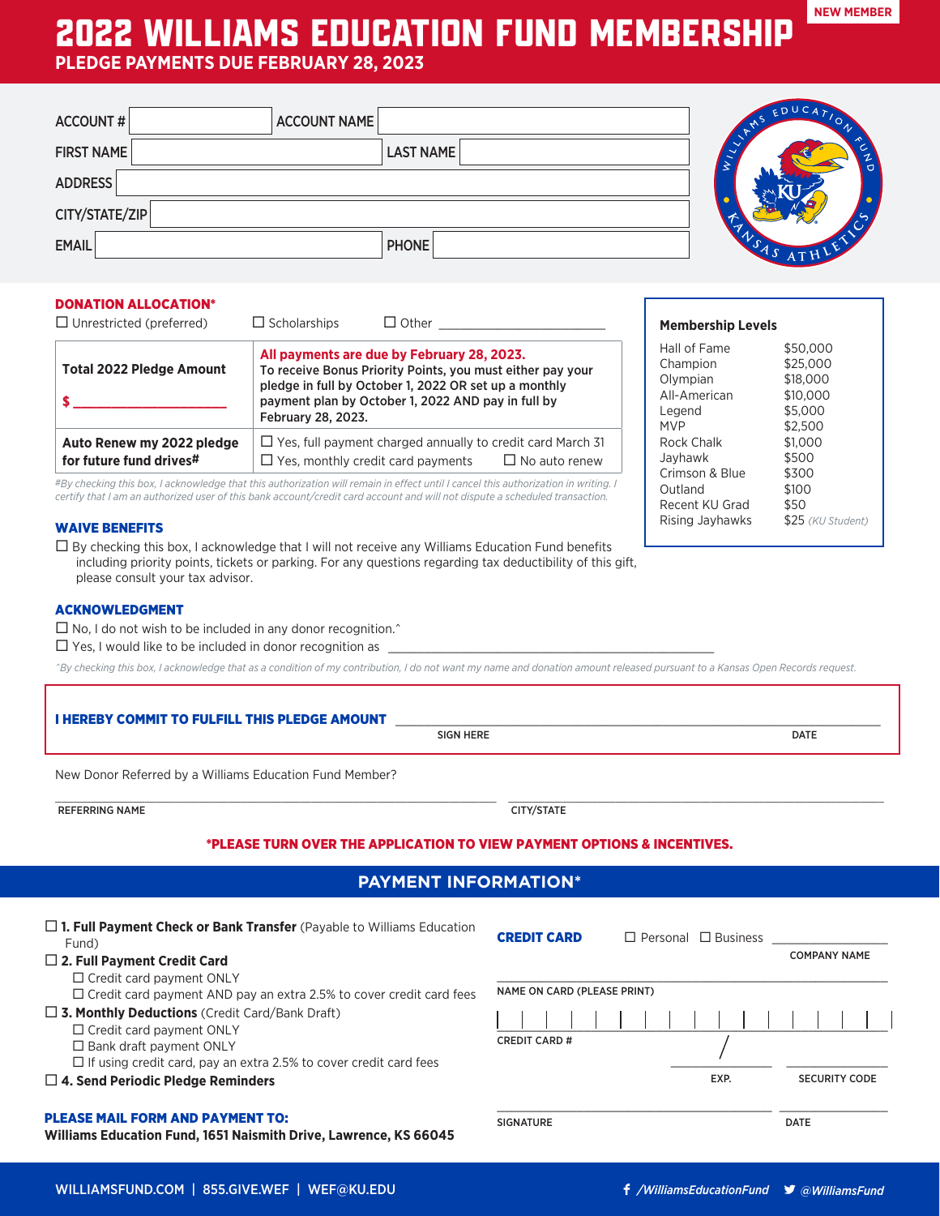NEW MEMBER

# 2022 WILLIAMS EDUCATION FUND MEMBERSHIP

**PLEDGE PAYMENTS DUE FEBRUARY 28, 2023**

| ACCOUNT # | | ACCOUNT NAME | |
|---|---|---|---|
| FIRST NAME | | LAST NAME | |
| ADDRESS | | | |
| CITY/STATE/ZIP | | | |
| EMAIL | | PHONE | |

## DONATION ALLOCATION*

☐ Unrestricted (preferred) ☐ Scholarships ☐ Other ____________________

| **Total 2022 Pledge Amount**<br><br>**$ ____________________** | **All payments are due by February 28, 2023.**<br>**To receive Bonus Priority Points, you must either pay your pledge in full by October 1, 2022 OR set up a monthly payment plan by October 1, 2022 AND pay in full by February 28, 2023.** |
|---|---|
| **Auto Renew my 2022 pledge for future fund drives#** | ☐ Yes, full payment charged annually to credit card March 31<br>☐ Yes, monthly credit card payments ☐ No auto renew |

*#By checking this box, I acknowledge that this authorization will remain in effect until I cancel this authorization in writing. I certify that I am an authorized user of this bank account/credit card account and will not dispute a scheduled transaction.*

### Membership Levels

| | |
|---|---|
| Hall of Fame | $50,000 |
| Champion | $25,000 |
| Olympian | $18,000 |
| All-American | $10,000 |
| Legend | $5,000 |
| MVP | $2,500 |
| Rock Chalk | $1,000 |
| Jayhawk | $500 |
| Crimson & Blue | $300 |
| Outland | $100 |
| Recent KU Grad | $50 |
| Rising Jayhawks | $25 *(KU Student)* |

## WAIVE BENEFITS

☐ By checking this box, I acknowledge that I will not receive any Williams Education Fund benefits including priority points, tickets or parking. For any questions regarding tax deductibility of this gift, please consult your tax advisor.

## ACKNOWLEDGMENT

☐ No, I do not wish to be included in any donor recognition.^

☐ Yes, I would like to be included in donor recognition as ________________________________

*^By checking this box, I acknowledge that as a condition of my contribution, I do not want my name and donation amount released pursuant to a Kansas Open Records request.*

**I HEREBY COMMIT TO FULFILL THIS PLEDGE AMOUNT** ________________________________

SIGN HERE DATE

New Donor Referred by a Williams Education Fund Member?

REFERRING NAME ____________________ CITY/STATE ____________________

**\*PLEASE TURN OVER THE APPLICATION TO VIEW PAYMENT OPTIONS & INCENTIVES.**

## PAYMENT INFORMATION*

☐ **1. Full Payment Check or Bank Transfer** (Payable to Williams Education Fund)

☐ **2. Full Payment Credit Card**
- ☐ Credit card payment ONLY
- ☐ Credit card payment AND pay an extra 2.5% to cover credit card fees

☐ **3. Monthly Deductions** (Credit Card/Bank Draft)
- ☐ Credit card payment ONLY
- ☐ Bank draft payment ONLY
- ☐ If using credit card, pay an extra 2.5% to cover credit card fees

☐ **4. Send Periodic Pledge Reminders**

**PLEASE MAIL FORM AND PAYMENT TO:**
**Williams Education Fund, 1651 Naismith Drive, Lawrence, KS 66045**

**CREDIT CARD** ☐ Personal ☐ Business ____________ COMPANY NAME

NAME ON CARD (PLEASE PRINT) ____________________

CREDIT CARD # ____________________

EXP. ____ / ____ SECURITY CODE ________

SIGNATURE ____________________ DATE ________

WILLIAMSFUND.COM | 855.GIVE.WEF | WEF@KU.EDU /WilliamsEducationFund @WilliamsFund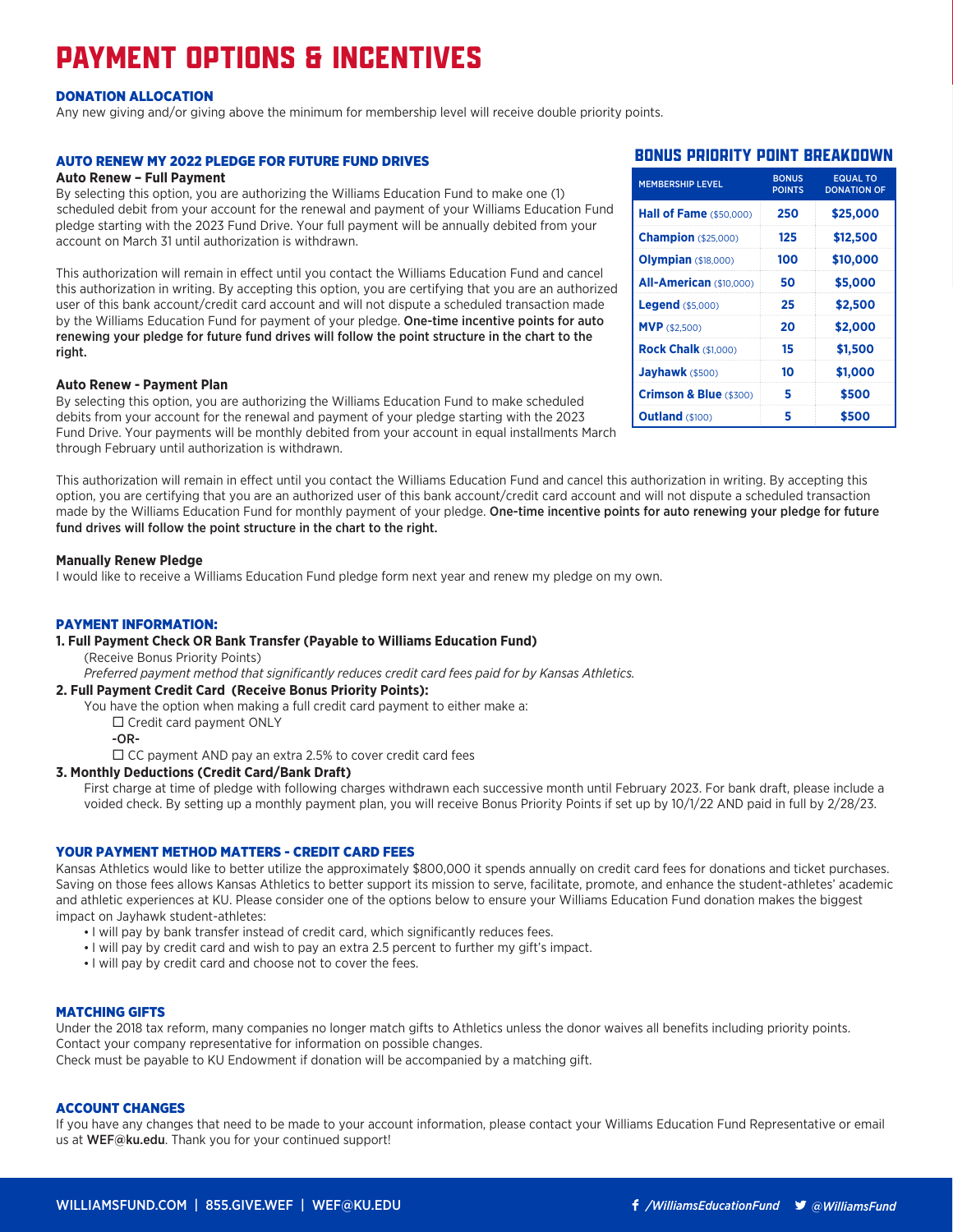# PAYMENT OPTIONS & INCENTIVES

### DONATION ALLOCATION

Any new giving and/or giving above the minimum for membership level will receive double priority points.

### AUTO RENEW MY 2022 PLEDGE FOR FUTURE FUND DRIVES

**Auto Renew – Full Payment**

By selecting this option, you are authorizing the Williams Education Fund to make one (1) scheduled debit from your account for the renewal and payment of your Williams Education Fund pledge starting with the 2023 Fund Drive. Your full payment will be annually debited from your account on March 31 until authorization is withdrawn.

This authorization will remain in effect until you contact the Williams Education Fund and cancel this authorization in writing. By accepting this option, you are certifying that you are an authorized user of this bank account/credit card account and will not dispute a scheduled transaction made by the Williams Education Fund for payment of your pledge. **One-time incentive points for auto renewing your pledge for future fund drives will follow the point structure in the chart to the right.**

**Auto Renew - Payment Plan**

By selecting this option, you are authorizing the Williams Education Fund to make scheduled debits from your account for the renewal and payment of your pledge starting with the 2023 Fund Drive. Your payments will be monthly debited from your account in equal installments March through February until authorization is withdrawn.

This authorization will remain in effect until you contact the Williams Education Fund and cancel this authorization in writing. By accepting this option, you are certifying that you are an authorized user of this bank account/credit card account and will not dispute a scheduled transaction made by the Williams Education Fund for monthly payment of your pledge. **One-time incentive points for auto renewing your pledge for future fund drives will follow the point structure in the chart to the right.**

## BONUS PRIORITY POINT BREAKDOWN

| MEMBERSHIP LEVEL | BONUS POINTS | EQUAL TO DONATION OF |
|---|---|---|
| **Hall of Fame** ($50,000) | 250 | $25,000 |
| **Champion** ($25,000) | 125 | $12,500 |
| **Olympian** ($18,000) | 100 | $10,000 |
| **All-American** ($10,000) | 50 | $5,000 |
| **Legend** ($5,000) | 25 | $2,500 |
| **MVP** ($2,500) | 20 | $2,000 |
| **Rock Chalk** ($1,000) | 15 | $1,500 |
| **Jayhawk** ($500) | 10 | $1,000 |
| **Crimson & Blue** ($300) | 5 | $500 |
| **Outland** ($100) | 5 | $500 |

**Manually Renew Pledge**

I would like to receive a Williams Education Fund pledge form next year and renew my pledge on my own.

### PAYMENT INFORMATION:

**1. Full Payment Check OR Bank Transfer (Payable to Williams Education Fund)**

(Receive Bonus Priority Points)

*Preferred payment method that significantly reduces credit card fees paid for by Kansas Athletics.*

**2. Full Payment Credit Card (Receive Bonus Priority Points):**

You have the option when making a full credit card payment to either make a:

☐ Credit card payment ONLY

-OR-

☐ CC payment AND pay an extra 2.5% to cover credit card fees

**3. Monthly Deductions (Credit Card/Bank Draft)**

First charge at time of pledge with following charges withdrawn each successive month until February 2023. For bank draft, please include a voided check. By setting up a monthly payment plan, you will receive Bonus Priority Points if set up by 10/1/22 AND paid in full by 2/28/23.

### YOUR PAYMENT METHOD MATTERS - CREDIT CARD FEES

Kansas Athletics would like to better utilize the approximately $800,000 it spends annually on credit card fees for donations and ticket purchases. Saving on those fees allows Kansas Athletics to better support its mission to serve, facilitate, promote, and enhance the student-athletes' academic and athletic experiences at KU. Please consider one of the options below to ensure your Williams Education Fund donation makes the biggest impact on Jayhawk student-athletes:

- I will pay by bank transfer instead of credit card, which significantly reduces fees.
- I will pay by credit card and wish to pay an extra 2.5 percent to further my gift's impact.
- I will pay by credit card and choose not to cover the fees.

### MATCHING GIFTS

Under the 2018 tax reform, many companies no longer match gifts to Athletics unless the donor waives all benefits including priority points. Contact your company representative for information on possible changes.

Check must be payable to KU Endowment if donation will be accompanied by a matching gift.

### ACCOUNT CHANGES

If you have any changes that need to be made to your account information, please contact your Williams Education Fund Representative or email us at **WEF@ku.edu**. Thank you for your continued support!

WILLIAMSFUND.COM | 855.GIVE.WEF | WEF@KU.EDU

/WilliamsEducationFund @WilliamsFund